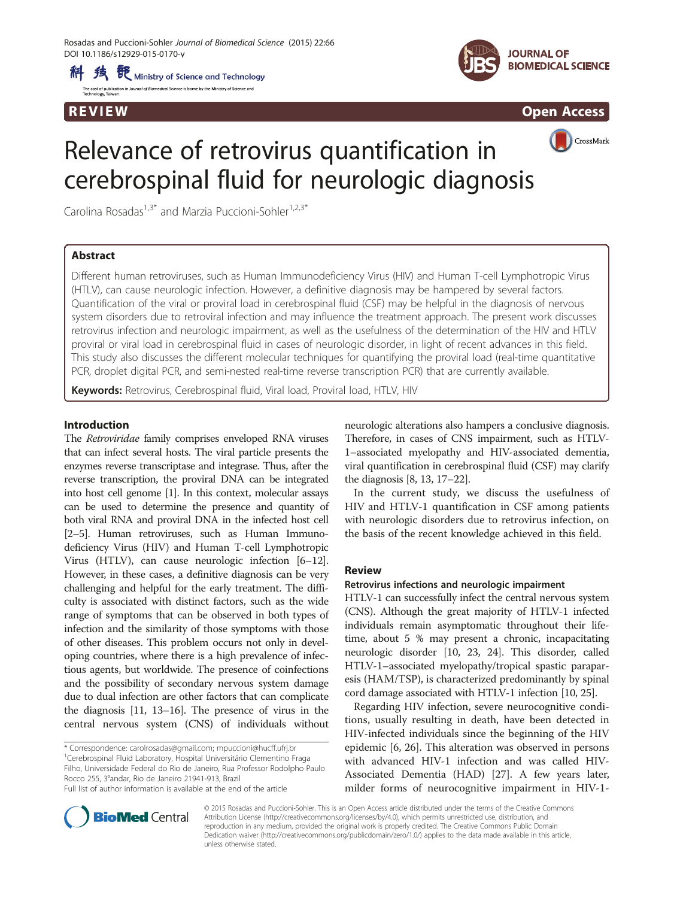REVIEW Open Access

# Relevance of retrovirus quantification in cerebrospinal fluid for neurologic diagnosis

Carolina Rosadas[1,3*] and Marzia Puccioni-Sohler[1,2,3*]

## Abstract

Different human retroviruses, such as Human Immunodeficiency Virus (HIV) and Human T-cell Lymphotropic Virus (HTLV), can cause neurologic infection. However, a definitive diagnosis may be hampered by several factors. Quantification of the viral or proviral load in cerebrospinal fluid (CSF) may be helpful in the diagnosis of nervous system disorders due to retroviral infection and may influence the treatment approach. The present work discusses retrovirus infection and neurologic impairment, as well as the usefulness of the determination of the HIV and HTLV proviral or viral load in cerebrospinal fluid in cases of neurologic disorder, in light of recent advances in this field. This study also discusses the different molecular techniques for quantifying the proviral load (real-time quantitative PCR, droplet digital PCR, and semi-nested real-time reverse transcription PCR) that are currently available.

**Keywords:** Retrovirus, Cerebrospinal fluid, Viral load, Proviral load, HTLV, HIV

## Introduction

The *Retroviridae* family comprises enveloped RNA viruses that can infect several hosts. The viral particle presents the enzymes reverse transcriptase and integrase. Thus, after the reverse transcription, the proviral DNA can be integrated into host cell genome [1]. In this context, molecular assays can be used to determine the presence and quantity of both viral RNA and proviral DNA in the infected host cell [2–5]. Human retroviruses, such as Human Immunodeficiency Virus (HIV) and Human T-cell Lymphotropic Virus (HTLV), can cause neurologic infection [6–12]. However, in these cases, a definitive diagnosis can be very challenging and helpful for the early treatment. The difficulty is associated with distinct factors, such as the wide range of symptoms that can be observed in both types of infection and the similarity of those symptoms with those of other diseases. This problem occurs not only in developing countries, where there is a high prevalence of infectious agents, but worldwide. The presence of coinfections and the possibility of secondary nervous system damage due to dual infection are other factors that can complicate the diagnosis [11, 13–16]. The presence of virus in the central nervous system (CNS) of individuals without neurologic alterations also hampers a conclusive diagnosis. Therefore, in cases of CNS impairment, such as HTLV-1–associated myelopathy and HIV-associated dementia, viral quantification in cerebrospinal fluid (CSF) may clarify the diagnosis [8, 13, 17–22].

In the current study, we discuss the usefulness of HIV and HTLV-1 quantification in CSF among patients with neurologic disorders due to retrovirus infection, on the basis of the recent knowledge achieved in this field.

## Review

### Retrovirus infections and neurologic impairment

HTLV-1 can successfully infect the central nervous system (CNS). Although the great majority of HTLV-1 infected individuals remain asymptomatic throughout their lifetime, about 5 % may present a chronic, incapacitating neurologic disorder [10, 23, 24]. This disorder, called HTLV-1–associated myelopathy/tropical spastic paraparesis (HAM/TSP), is characterized predominantly by spinal cord damage associated with HTLV-1 infection [10, 25].

Regarding HIV infection, severe neurocognitive conditions, usually resulting in death, have been detected in HIV-infected individuals since the beginning of the HIV epidemic [6, 26]. This alteration was observed in persons with advanced HIV-1 infection and was called HIV-Associated Dementia (HAD) [27]. A few years later, milder forms of neurocognitive impairment in HIV-1-

\* Correspondence: carolrosadas@gmail.com; mpuccioni@hucff.ufrj.br
[1]Cerebrospinal Fluid Laboratory, Hospital Universitário Clementino Fraga Filho, Universidade Federal do Rio de Janeiro, Rua Professor Rodolpho Paulo Rocco 255, 3°andar, Rio de Janeiro 21941-913, Brazil
Full list of author information is available at the end of the article

© 2015 Rosadas and Puccioni-Sohler. This is an Open Access article distributed under the terms of the Creative Commons Attribution License (http://creativecommons.org/licenses/by/4.0), which permits unrestricted use, distribution, and reproduction in any medium, provided the original work is properly credited. The Creative Commons Public Domain Dedication waiver (http://creativecommons.org/publicdomain/zero/1.0/) applies to the data made available in this article, unless otherwise stated.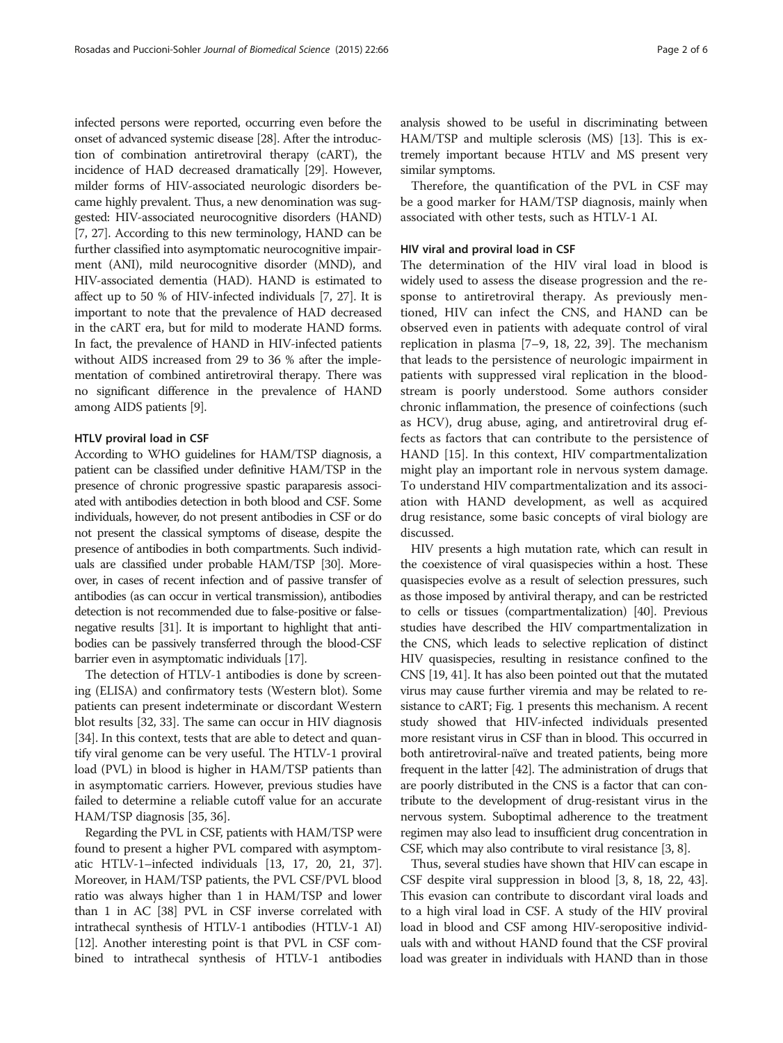infected persons were reported, occurring even before the onset of advanced systemic disease [28]. After the introduction of combination antiretroviral therapy (cART), the incidence of HAD decreased dramatically [29]. However, milder forms of HIV-associated neurologic disorders became highly prevalent. Thus, a new denomination was suggested: HIV-associated neurocognitive disorders (HAND) [7, 27]. According to this new terminology, HAND can be further classified into asymptomatic neurocognitive impairment (ANI), mild neurocognitive disorder (MND), and HIV-associated dementia (HAD). HAND is estimated to affect up to 50 % of HIV-infected individuals [7, 27]. It is important to note that the prevalence of HAD decreased in the cART era, but for mild to moderate HAND forms. In fact, the prevalence of HAND in HIV-infected patients without AIDS increased from 29 to 36 % after the implementation of combined antiretroviral therapy. There was no significant difference in the prevalence of HAND among AIDS patients [9].

### HTLV proviral load in CSF

According to WHO guidelines for HAM/TSP diagnosis, a patient can be classified under definitive HAM/TSP in the presence of chronic progressive spastic paraparesis associated with antibodies detection in both blood and CSF. Some individuals, however, do not present antibodies in CSF or do not present the classical symptoms of disease, despite the presence of antibodies in both compartments. Such individuals are classified under probable HAM/TSP [30]. Moreover, in cases of recent infection and of passive transfer of antibodies (as can occur in vertical transmission), antibodies detection is not recommended due to false-positive or false-negative results [31]. It is important to highlight that antibodies can be passively transferred through the blood-CSF barrier even in asymptomatic individuals [17].

The detection of HTLV-1 antibodies is done by screening (ELISA) and confirmatory tests (Western blot). Some patients can present indeterminate or discordant Western blot results [32, 33]. The same can occur in HIV diagnosis [34]. In this context, tests that are able to detect and quantify viral genome can be very useful. The HTLV-1 proviral load (PVL) in blood is higher in HAM/TSP patients than in asymptomatic carriers. However, previous studies have failed to determine a reliable cutoff value for an accurate HAM/TSP diagnosis [35, 36].

Regarding the PVL in CSF, patients with HAM/TSP were found to present a higher PVL compared with asymptomatic HTLV-1–infected individuals [13, 17, 20, 21, 37]. Moreover, in HAM/TSP patients, the PVL CSF/PVL blood ratio was always higher than 1 in HAM/TSP and lower than 1 in AC [38] PVL in CSF inverse correlated with intrathecal synthesis of HTLV-1 antibodies (HTLV-1 AI) [12]. Another interesting point is that PVL in CSF combined to intrathecal synthesis of HTLV-1 antibodies analysis showed to be useful in discriminating between HAM/TSP and multiple sclerosis (MS) [13]. This is extremely important because HTLV and MS present very similar symptoms.

Therefore, the quantification of the PVL in CSF may be a good marker for HAM/TSP diagnosis, mainly when associated with other tests, such as HTLV-1 AI.

### HIV viral and proviral load in CSF

The determination of the HIV viral load in blood is widely used to assess the disease progression and the response to antiretroviral therapy. As previously mentioned, HIV can infect the CNS, and HAND can be observed even in patients with adequate control of viral replication in plasma [7–9, 18, 22, 39]. The mechanism that leads to the persistence of neurologic impairment in patients with suppressed viral replication in the bloodstream is poorly understood. Some authors consider chronic inflammation, the presence of coinfections (such as HCV), drug abuse, aging, and antiretroviral drug effects as factors that can contribute to the persistence of HAND [15]. In this context, HIV compartmentalization might play an important role in nervous system damage. To understand HIV compartmentalization and its association with HAND development, as well as acquired drug resistance, some basic concepts of viral biology are discussed.

HIV presents a high mutation rate, which can result in the coexistence of viral quasispecies within a host. These quasispecies evolve as a result of selection pressures, such as those imposed by antiviral therapy, and can be restricted to cells or tissues (compartmentalization) [40]. Previous studies have described the HIV compartmentalization in the CNS, which leads to selective replication of distinct HIV quasispecies, resulting in resistance confined to the CNS [19, 41]. It has also been pointed out that the mutated virus may cause further viremia and may be related to resistance to cART; Fig. 1 presents this mechanism. A recent study showed that HIV-infected individuals presented more resistant virus in CSF than in blood. This occurred in both antiretroviral-naïve and treated patients, being more frequent in the latter [42]. The administration of drugs that are poorly distributed in the CNS is a factor that can contribute to the development of drug-resistant virus in the nervous system. Suboptimal adherence to the treatment regimen may also lead to insufficient drug concentration in CSF, which may also contribute to viral resistance [3, 8].

Thus, several studies have shown that HIV can escape in CSF despite viral suppression in blood [3, 8, 18, 22, 43]. This evasion can contribute to discordant viral loads and to a high viral load in CSF. A study of the HIV proviral load in blood and CSF among HIV-seropositive individuals with and without HAND found that the CSF proviral load was greater in individuals with HAND than in those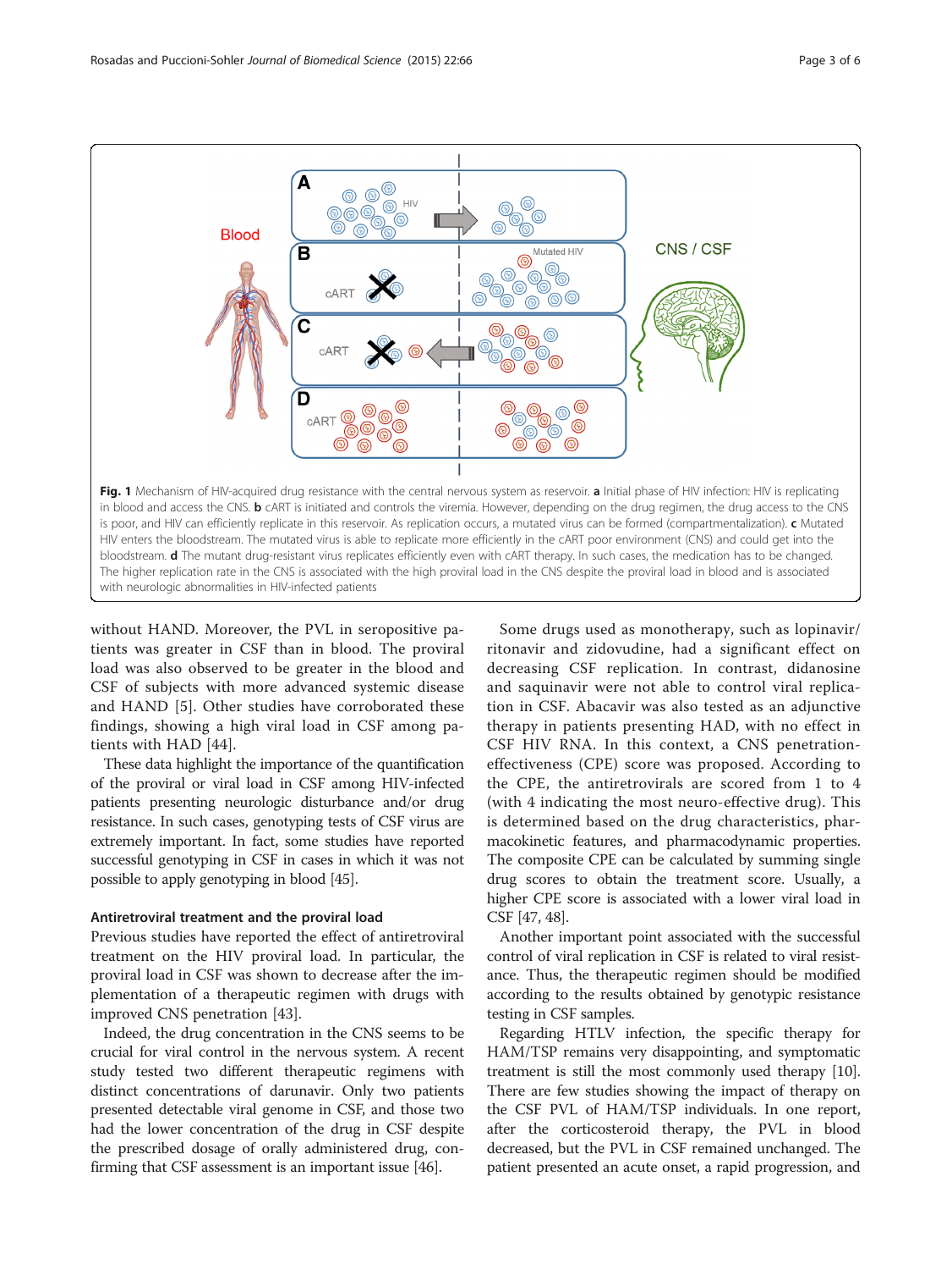Fig. 1 Mechanism of HIV-acquired drug resistance with the central nervous system as reservoir. **a** Initial phase of HIV infection: HIV is replicating in blood and access the CNS. **b** cART is initiated and controls the viremia. However, depending on the drug regimen, the drug access to the CNS is poor, and HIV can efficiently replicate in this reservoir. As replication occurs, a mutated virus can be formed (compartmentalization). **c** Mutated HIV enters the bloodstream. The mutated virus is able to replicate more efficiently in the cART poor environment (CNS) and could get into the bloodstream. **d** The mutant drug-resistant virus replicates efficiently even with cART therapy. In such cases, the medication has to be changed. The higher replication rate in the CNS is associated with the high proviral load in the CNS despite the proviral load in blood and is associated with neurologic abnormalities in HIV-infected patients

without HAND. Moreover, the PVL in seropositive patients was greater in CSF than in blood. The proviral load was also observed to be greater in the blood and CSF of subjects with more advanced systemic disease and HAND [5]. Other studies have corroborated these findings, showing a high viral load in CSF among patients with HAD [44].

These data highlight the importance of the quantification of the proviral or viral load in CSF among HIV-infected patients presenting neurologic disturbance and/or drug resistance. In such cases, genotyping tests of CSF virus are extremely important. In fact, some studies have reported successful genotyping in CSF in cases in which it was not possible to apply genotyping in blood [45].

### Antiretroviral treatment and the proviral load

Previous studies have reported the effect of antiretroviral treatment on the HIV proviral load. In particular, the proviral load in CSF was shown to decrease after the implementation of a therapeutic regimen with drugs with improved CNS penetration [43].

Indeed, the drug concentration in the CNS seems to be crucial for viral control in the nervous system. A recent study tested two different therapeutic regimens with distinct concentrations of darunavir. Only two patients presented detectable viral genome in CSF, and those two had the lower concentration of the drug in CSF despite the prescribed dosage of orally administered drug, confirming that CSF assessment is an important issue [46].

Some drugs used as monotherapy, such as lopinavir/ritonavir and zidovudine, had a significant effect on decreasing CSF replication. In contrast, didanosine and saquinavir were not able to control viral replication in CSF. Abacavir was also tested as an adjunctive therapy in patients presenting HAD, with no effect in CSF HIV RNA. In this context, a CNS penetration-effectiveness (CPE) score was proposed. According to the CPE, the antiretrovirals are scored from 1 to 4 (with 4 indicating the most neuro-effective drug). This is determined based on the drug characteristics, pharmacokinetic features, and pharmacodynamic properties. The composite CPE can be calculated by summing single drug scores to obtain the treatment score. Usually, a higher CPE score is associated with a lower viral load in CSF [47, 48].

Another important point associated with the successful control of viral replication in CSF is related to viral resistance. Thus, the therapeutic regimen should be modified according to the results obtained by genotypic resistance testing in CSF samples.

Regarding HTLV infection, the specific therapy for HAM/TSP remains very disappointing, and symptomatic treatment is still the most commonly used therapy [10]. There are few studies showing the impact of therapy on the CSF PVL of HAM/TSP individuals. In one report, after the corticosteroid therapy, the PVL in blood decreased, but the PVL in CSF remained unchanged. The patient presented an acute onset, a rapid progression, and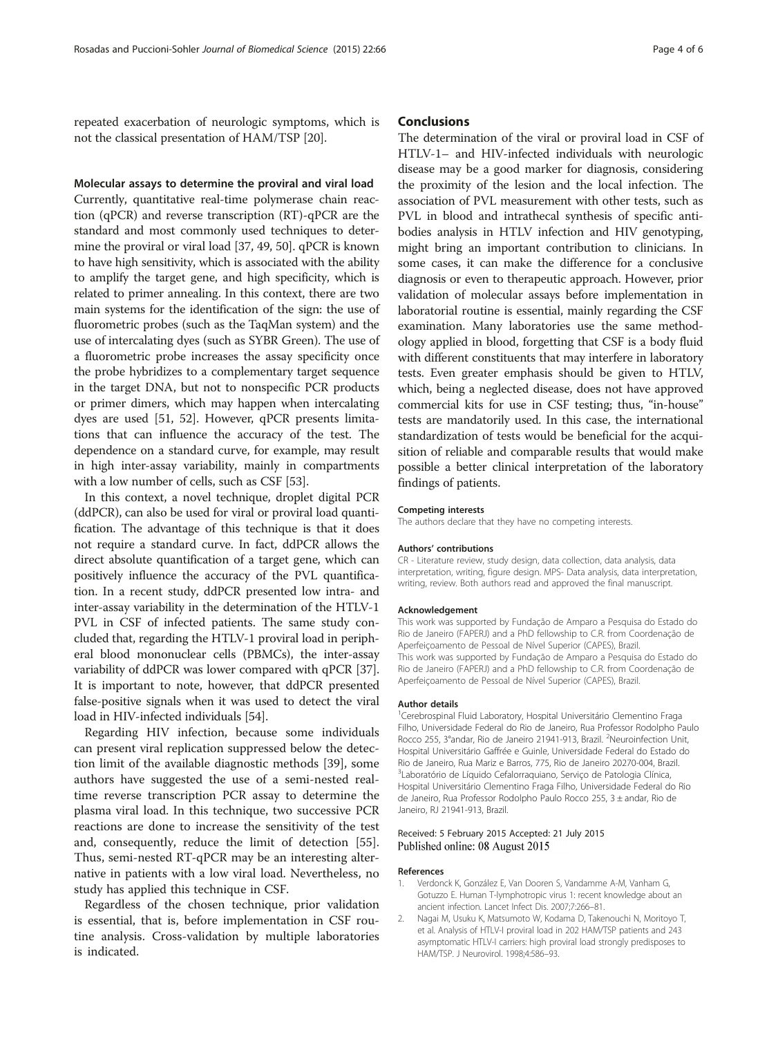repeated exacerbation of neurologic symptoms, which is not the classical presentation of HAM/TSP [20].

### Molecular assays to determine the proviral and viral load

Currently, quantitative real-time polymerase chain reaction (qPCR) and reverse transcription (RT)-qPCR are the standard and most commonly used techniques to determine the proviral or viral load [37, 49, 50]. qPCR is known to have high sensitivity, which is associated with the ability to amplify the target gene, and high specificity, which is related to primer annealing. In this context, there are two main systems for the identification of the sign: the use of fluorometric probes (such as the TaqMan system) and the use of intercalating dyes (such as SYBR Green). The use of a fluorometric probe increases the assay specificity once the probe hybridizes to a complementary target sequence in the target DNA, but not to nonspecific PCR products or primer dimers, which may happen when intercalating dyes are used [51, 52]. However, qPCR presents limitations that can influence the accuracy of the test. The dependence on a standard curve, for example, may result in high inter-assay variability, mainly in compartments with a low number of cells, such as CSF [53].

In this context, a novel technique, droplet digital PCR (ddPCR), can also be used for viral or proviral load quantification. The advantage of this technique is that it does not require a standard curve. In fact, ddPCR allows the direct absolute quantification of a target gene, which can positively influence the accuracy of the PVL quantification. In a recent study, ddPCR presented low intra- and inter-assay variability in the determination of the HTLV-1 PVL in CSF of infected patients. The same study concluded that, regarding the HTLV-1 proviral load in peripheral blood mononuclear cells (PBMCs), the inter-assay variability of ddPCR was lower compared with qPCR [37]. It is important to note, however, that ddPCR presented false-positive signals when it was used to detect the viral load in HIV-infected individuals [54].

Regarding HIV infection, because some individuals can present viral replication suppressed below the detection limit of the available diagnostic methods [39], some authors have suggested the use of a semi-nested real-time reverse transcription PCR assay to determine the plasma viral load. In this technique, two successive PCR reactions are done to increase the sensitivity of the test and, consequently, reduce the limit of detection [55]. Thus, semi-nested RT-qPCR may be an interesting alternative in patients with a low viral load. Nevertheless, no study has applied this technique in CSF.

Regardless of the chosen technique, prior validation is essential, that is, before implementation in CSF routine analysis. Cross-validation by multiple laboratories is indicated.

## Conclusions

The determination of the viral or proviral load in CSF of HTLV-1– and HIV-infected individuals with neurologic disease may be a good marker for diagnosis, considering the proximity of the lesion and the local infection. The association of PVL measurement with other tests, such as PVL in blood and intrathecal synthesis of specific antibodies analysis in HTLV infection and HIV genotyping, might bring an important contribution to clinicians. In some cases, it can make the difference for a conclusive diagnosis or even to therapeutic approach. However, prior validation of molecular assays before implementation in laboratorial routine is essential, mainly regarding the CSF examination. Many laboratories use the same methodology applied in blood, forgetting that CSF is a body fluid with different constituents that may interfere in laboratory tests. Even greater emphasis should be given to HTLV, which, being a neglected disease, does not have approved commercial kits for use in CSF testing; thus, "in-house" tests are mandatorily used. In this case, the international standardization of tests would be beneficial for the acquisition of reliable and comparable results that would make possible a better clinical interpretation of the laboratory findings of patients.

#### Competing interests

The authors declare that they have no competing interests.

#### Authors' contributions

CR - Literature review, study design, data collection, data analysis, data interpretation, writing, figure design. MPS- Data analysis, data interpretation, writing, review. Both authors read and approved the final manuscript.

#### Acknowledgement

This work was supported by Fundação de Amparo a Pesquisa do Estado do Rio de Janeiro (FAPERJ) and a PhD fellowship to C.R. from Coordenação de Aperfeiçoamento de Pessoal de Nível Superior (CAPES), Brazil.
This work was supported by Fundação de Amparo a Pesquisa do Estado do Rio de Janeiro (FAPERJ) and a PhD fellowship to C.R. from Coordenação de Aperfeiçoamento de Pessoal de Nível Superior (CAPES), Brazil.

#### Author details

[1]Cerebrospinal Fluid Laboratory, Hospital Universitário Clementino Fraga Filho, Universidade Federal do Rio de Janeiro, Rua Professor Rodolpho Paulo Rocco 255, 3°andar, Rio de Janeiro 21941-913, Brazil. [2]Neuroinfection Unit, Hospital Universitário Gaffrée e Guinle, Universidade Federal do Estado do Rio de Janeiro, Rua Mariz e Barros, 775, Rio de Janeiro 20270-004, Brazil. [3]Laboratório de Líquido Cefalorraquiano, Serviço de Patologia Clínica, Hospital Universitário Clementino Fraga Filho, Universidade Federal do Rio de Janeiro, Rua Professor Rodolpho Paulo Rocco 255, 3 ± andar, Rio de Janeiro, RJ 21941-913, Brazil.

Received: 5 February 2015 Accepted: 21 July 2015
Published online: 08 August 2015

#### References

1. Verdonck K, González E, Van Dooren S, Vandamme A-M, Vanham G, Gotuzzo E. Human T-lymphotropic virus 1: recent knowledge about an ancient infection. Lancet Infect Dis. 2007;7:266–81.
2. Nagai M, Usuku K, Matsumoto W, Kodama D, Takenouchi N, Moritoyo T, et al. Analysis of HTLV-I proviral load in 202 HAM/TSP patients and 243 asymptomatic HTLV-I carriers: high proviral load strongly predisposes to HAM/TSP. J Neurovirol. 1998;4:586–93.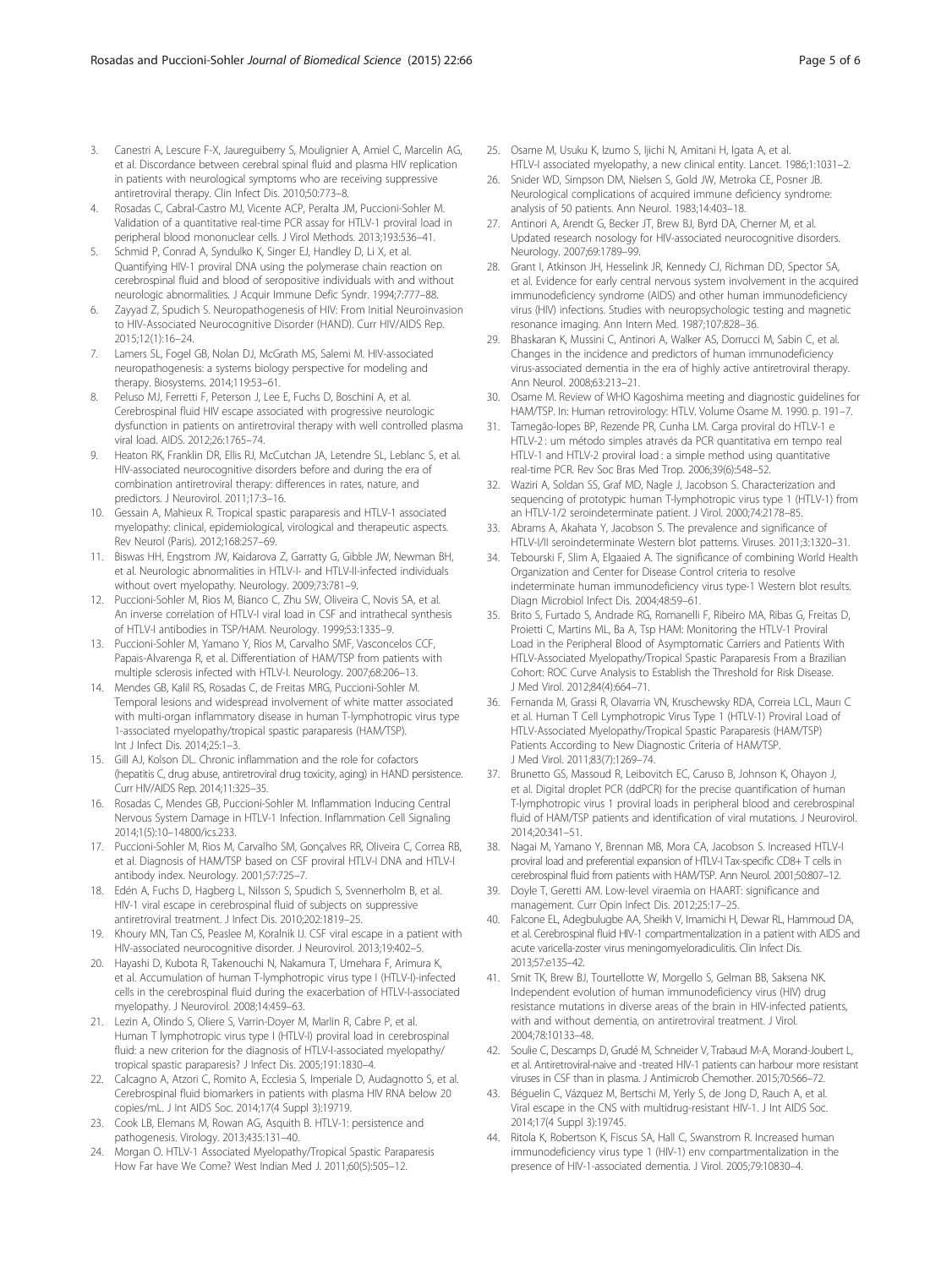3. Canestri A, Lescure F-X, Jaureguiberry S, Moulignier A, Amiel C, Marcelin AG, et al. Discordance between cerebral spinal fluid and plasma HIV replication in patients with neurological symptoms who are receiving suppressive antiretroviral therapy. Clin Infect Dis. 2010;50:773–8.
4. Rosadas C, Cabral-Castro MJ, Vicente ACP, Peralta JM, Puccioni-Sohler M. Validation of a quantitative real-time PCR assay for HTLV-1 proviral load in peripheral blood mononuclear cells. J Virol Methods. 2013;193:536–41.
5. Schmid P, Conrad A, Syndulko K, Singer EJ, Handley D, Li X, et al. Quantifying HIV-1 proviral DNA using the polymerase chain reaction on cerebrospinal fluid and blood of seropositive individuals with and without neurologic abnormalities. J Acquir Immune Defic Syndr. 1994;7:777–88.
6. Zayyad Z, Spudich S. Neuropathogenesis of HIV: From Initial Neuroinvasion to HIV-Associated Neurocognitive Disorder (HAND). Curr HIV/AIDS Rep. 2015;12(1):16–24.
7. Lamers SL, Fogel GB, Nolan DJ, McGrath MS, Salemi M. HIV-associated neuropathogenesis: a systems biology perspective for modeling and therapy. Biosystems. 2014;119:53–61.
8. Peluso MJ, Ferretti F, Peterson J, Lee E, Fuchs D, Boschini A, et al. Cerebrospinal fluid HIV escape associated with progressive neurologic dysfunction in patients on antiretroviral therapy with well controlled plasma viral load. AIDS. 2012;26:1765–74.
9. Heaton RK, Franklin DR, Ellis RJ, McCutchan JA, Letendre SL, Leblanc S, et al. HIV-associated neurocognitive disorders before and during the era of combination antiretroviral therapy: differences in rates, nature, and predictors. J Neurovirol. 2011;17:3–16.
10. Gessain A, Mahieux R. Tropical spastic paraparesis and HTLV-1 associated myelopathy: clinical, epidemiological, virological and therapeutic aspects. Rev Neurol (Paris). 2012;168:257–69.
11. Biswas HH, Engstrom JW, Kaidarova Z, Garratty G, Gibble JW, Newman BH, et al. Neurologic abnormalities in HTLV-I- and HTLV-II-infected individuals without overt myelopathy. Neurology. 2009;73:781–9.
12. Puccioni-Sohler M, Rios M, Bianco C, Zhu SW, Oliveira C, Novis SA, et al. An inverse correlation of HTLV-I viral load in CSF and intrathecal synthesis of HTLV-I antibodies in TSP/HAM. Neurology. 1999;53:1335–9.
13. Puccioni-Sohler M, Yamano Y, Rios M, Carvalho SMF, Vasconcelos CCF, Papais-Alvarenga R, et al. Differentiation of HAM/TSP from patients with multiple sclerosis infected with HTLV-I. Neurology. 2007;68:206–13.
14. Mendes GB, Kalil RS, Rosadas C, de Freitas MRG, Puccioni-Sohler M. Temporal lesions and widespread involvement of white matter associated with multi-organ inflammatory disease in human T-lymphotropic virus type 1-associated myelopathy/tropical spastic paraparesis (HAM/TSP). Int J Infect Dis. 2014;25:1–3.
15. Gill AJ, Kolson DL. Chronic inflammation and the role for cofactors (hepatitis C, drug abuse, antiretroviral drug toxicity, aging) in HAND persistence. Curr HIV/AIDS Rep. 2014;11:325–35.
16. Rosadas C, Mendes GB, Puccioni-Sohler M. Inflammation Inducing Central Nervous System Damage in HTLV-1 Infection. Inflammation Cell Signaling 2014;1(5):10–14800/ics.233.
17. Puccioni-Sohler M, Rios M, Carvalho SM, Gonçalves RR, Oliveira C, Correa RB, et al. Diagnosis of HAM/TSP based on CSF proviral HTLV-I DNA and HTLV-I antibody index. Neurology. 2001;57:725–7.
18. Edén A, Fuchs D, Hagberg L, Nilsson S, Spudich S, Svennerholm B, et al. HIV-1 viral escape in cerebrospinal fluid of subjects on suppressive antiretroviral treatment. J Infect Dis. 2010;202:1819–25.
19. Khoury MN, Tan CS, Peaslee M, Koralnik IJ. CSF viral escape in a patient with HIV-associated neurocognitive disorder. J Neurovirol. 2013;19:402–5.
20. Hayashi D, Kubota R, Takenouchi N, Nakamura T, Umehara F, Arimura K, et al. Accumulation of human T-lymphotropic virus type I (HTLV-I)-infected cells in the cerebrospinal fluid during the exacerbation of HTLV-I-associated myelopathy. J Neurovirol. 2008;14:459–63.
21. Lezin A, Olindo S, Oliere S, Varrin-Doyer M, Marlin R, Cabre P, et al. Human T lymphotropic virus type I (HTLV-I) proviral load in cerebrospinal fluid: a new criterion for the diagnosis of HTLV-I-associated myelopathy/tropical spastic paraparesis? J Infect Dis. 2005;191:1830–4.
22. Calcagno A, Atzori C, Romito A, Ecclesia S, Imperiale D, Audagnotto S, et al. Cerebrospinal fluid biomarkers in patients with plasma HIV RNA below 20 copies/mL. J Int AIDS Soc. 2014;17(4 Suppl 3):19719.
23. Cook LB, Elemans M, Rowan AG, Asquith B. HTLV-1: persistence and pathogenesis. Virology. 2013;435:131–40.
24. Morgan O. HTLV-1 Associated Myelopathy/Tropical Spastic Paraparesis How Far have We Come? West Indian Med J. 2011;60(5):505–12.
25. Osame M, Usuku K, Izumo S, Ijichi N, Amitani H, Igata A, et al. HTLV-I associated myelopathy, a new clinical entity. Lancet. 1986;1:1031–2.
26. Snider WD, Simpson DM, Nielsen S, Gold JW, Metroka CE, Posner JB. Neurological complications of acquired immune deficiency syndrome: analysis of 50 patients. Ann Neurol. 1983;14:403–18.
27. Antinori A, Arendt G, Becker JT, Brew BJ, Byrd DA, Cherner M, et al. Updated research nosology for HIV-associated neurocognitive disorders. Neurology. 2007;69:1789–99.
28. Grant I, Atkinson JH, Hesselink JR, Kennedy CJ, Richman DD, Spector SA, et al. Evidence for early central nervous system involvement in the acquired immunodeficiency syndrome (AIDS) and other human immunodeficiency virus (HIV) infections. Studies with neuropsychologic testing and magnetic resonance imaging. Ann Intern Med. 1987;107:828–36.
29. Bhaskaran K, Mussini C, Antinori A, Walker AS, Dorrucci M, Sabin C, et al. Changes in the incidence and predictors of human immunodeficiency virus-associated dementia in the era of highly active antiretroviral therapy. Ann Neurol. 2008;63:213–21.
30. Osame M. Review of WHO Kagoshima meeting and diagnostic guidelines for HAM/TSP. In: Human retrovirology: HTLV. Volume Osame M. 1990. p. 191–7.
31. Tamegão-lopes BP, Rezende PR, Cunha LM. Carga proviral do HTLV-1 e HTLV-2 : um método simples através da PCR quantitativa em tempo real HTLV-1 and HTLV-2 proviral load : a simple method using quantitative real-time PCR. Rev Soc Bras Med Trop. 2006;39(6):548–52.
32. Waziri A, Soldan SS, Graf MD, Nagle J, Jacobson S. Characterization and sequencing of prototypic human T-lymphotropic virus type 1 (HTLV-1) from an HTLV-1/2 seroindeterminate patient. J Virol. 2000;74:2178–85.
33. Abrams A, Akahata Y, Jacobson S. The prevalence and significance of HTLV-I/II seroindeterminate Western blot patterns. Viruses. 2011;3:1320–31.
34. Tebourski F, Slim A, Elgaaied A. The significance of combining World Health Organization and Center for Disease Control criteria to resolve indeterminate human immunodeficiency virus type-1 Western blot results. Diagn Microbiol Infect Dis. 2004;48:59–61.
35. Brito S, Furtado S, Andrade RG, Romanelli F, Ribeiro MA, Ribas G, Freitas D, Proietti C, Martins ML, Ba A, Tsp HAM: Monitoring the HTLV-1 Proviral Load in the Peripheral Blood of Asymptomatic Carriers and Patients With HTLV-Associated Myelopathy/Tropical Spastic Paraparesis From a Brazilian Cohort: ROC Curve Analysis to Establish the Threshold for Risk Disease. J Med Virol. 2012;84(4):664–71.
36. Fernanda M, Grassi R, Olavarria VN, Kruschewsky RDA, Correia LCL, Mauri C et al. Human T Cell Lymphotropic Virus Type 1 (HTLV-1) Proviral Load of HTLV-Associated Myelopathy/Tropical Spastic Paraparesis (HAM/TSP) Patients According to New Diagnostic Criteria of HAM/TSP. J Med Virol. 2011;83(7):1269–74.
37. Brunetto GS, Massoud R, Leibovitch EC, Caruso B, Johnson K, Ohayon J, et al. Digital droplet PCR (ddPCR) for the precise quantification of human T-lymphotropic virus 1 proviral loads in peripheral blood and cerebrospinal fluid of HAM/TSP patients and identification of viral mutations. J Neurovirol. 2014;20:341–51.
38. Nagai M, Yamano Y, Brennan MB, Mora CA, Jacobson S. Increased HTLV-I proviral load and preferential expansion of HTLV-I Tax-specific CD8+ T cells in cerebrospinal fluid from patients with HAM/TSP. Ann Neurol. 2001;50:807–12.
39. Doyle T, Geretti AM. Low-level viraemia on HAART: significance and management. Curr Opin Infect Dis. 2012;25:17–25.
40. Falcone EL, Adegbulugbe AA, Sheikh V, Imamichi H, Dewar RL, Hammoud DA, et al. Cerebrospinal fluid HIV-1 compartmentalization in a patient with AIDS and acute varicella-zoster virus meningomyeloradiculitis. Clin Infect Dis. 2013;57:e135–42.
41. Smit TK, Brew BJ, Tourtellotte W, Morgello S, Gelman BB, Saksena NK. Independent evolution of human immunodeficiency virus (HIV) drug resistance mutations in diverse areas of the brain in HIV-infected patients, with and without dementia, on antiretroviral treatment. J Virol. 2004;78:10133–48.
42. Soulie C, Descamps D, Grudé M, Schneider V, Trabaud M-A, Morand-Joubert L, et al. Antiretroviral-naive and -treated HIV-1 patients can harbour more resistant viruses in CSF than in plasma. J Antimicrob Chemother. 2015;70:566–72.
43. Béguelin C, Vázquez M, Bertschi M, Yerly S, de Jong D, Rauch A, et al. Viral escape in the CNS with multidrug-resistant HIV-1. J Int AIDS Soc. 2014;17(4 Suppl 3):19745.
44. Ritola K, Robertson K, Fiscus SA, Hall C, Swanstrom R. Increased human immunodeficiency virus type 1 (HIV-1) env compartmentalization in the presence of HIV-1-associated dementia. J Virol. 2005;79:10830–4.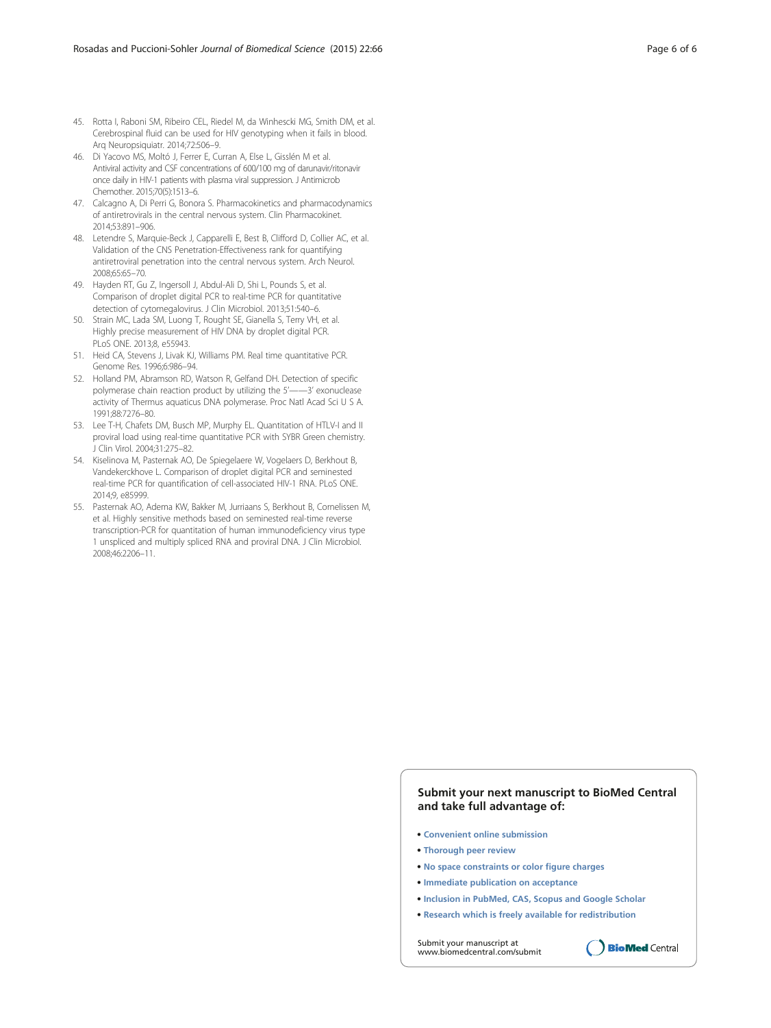45. Rotta I, Raboni SM, Ribeiro CEL, Riedel M, da Winhescki MG, Smith DM, et al. Cerebrospinal fluid can be used for HIV genotyping when it fails in blood. Arq Neuropsiquiatr. 2014;72:506–9.
46. Di Yacovo MS, Moltó J, Ferrer E, Curran A, Else L, Gisslén M et al. Antiviral activity and CSF concentrations of 600/100 mg of darunavir/ritonavir once daily in HIV-1 patients with plasma viral suppression. J Antimicrob Chemother. 2015;70(5):1513–6.
47. Calcagno A, Di Perri G, Bonora S. Pharmacokinetics and pharmacodynamics of antiretrovirals in the central nervous system. Clin Pharmacokinet. 2014;53:891–906.
48. Letendre S, Marquie-Beck J, Capparelli E, Best B, Clifford D, Collier AC, et al. Validation of the CNS Penetration-Effectiveness rank for quantifying antiretroviral penetration into the central nervous system. Arch Neurol. 2008;65:65–70.
49. Hayden RT, Gu Z, Ingersoll J, Abdul-Ali D, Shi L, Pounds S, et al. Comparison of droplet digital PCR to real-time PCR for quantitative detection of cytomegalovirus. J Clin Microbiol. 2013;51:540–6.
50. Strain MC, Lada SM, Luong T, Rought SE, Gianella S, Terry VH, et al. Highly precise measurement of HIV DNA by droplet digital PCR. PLoS ONE. 2013;8, e55943.
51. Heid CA, Stevens J, Livak KJ, Williams PM. Real time quantitative PCR. Genome Res. 1996;6:986–94.
52. Holland PM, Abramson RD, Watson R, Gelfand DH. Detection of specific polymerase chain reaction product by utilizing the 5'——3' exonuclease activity of Thermus aquaticus DNA polymerase. Proc Natl Acad Sci U S A. 1991;88:7276–80.
53. Lee T-H, Chafets DM, Busch MP, Murphy EL. Quantitation of HTLV-I and II proviral load using real-time quantitative PCR with SYBR Green chemistry. J Clin Virol. 2004;31:275–82.
54. Kiselinova M, Pasternak AO, De Spiegelaere W, Vogelaers D, Berkhout B, Vandekerckhove L. Comparison of droplet digital PCR and seminested real-time PCR for quantification of cell-associated HIV-1 RNA. PLoS ONE. 2014;9, e85999.
55. Pasternak AO, Adema KW, Bakker M, Jurriaans S, Berkhout B, Cornelissen M, et al. Highly sensitive methods based on seminested real-time reverse transcription-PCR for quantitation of human immunodeficiency virus type 1 unspliced and multiply spliced RNA and proviral DNA. J Clin Microbiol. 2008;46:2206–11.

**Submit your next manuscript to BioMed Central and take full advantage of:**

- **Convenient online submission**
- **Thorough peer review**
- **No space constraints or color figure charges**
- **Immediate publication on acceptance**
- **Inclusion in PubMed, CAS, Scopus and Google Scholar**
- **Research which is freely available for redistribution**

Submit your manuscript at
www.biomedcentral.com/submit

BioMed Central